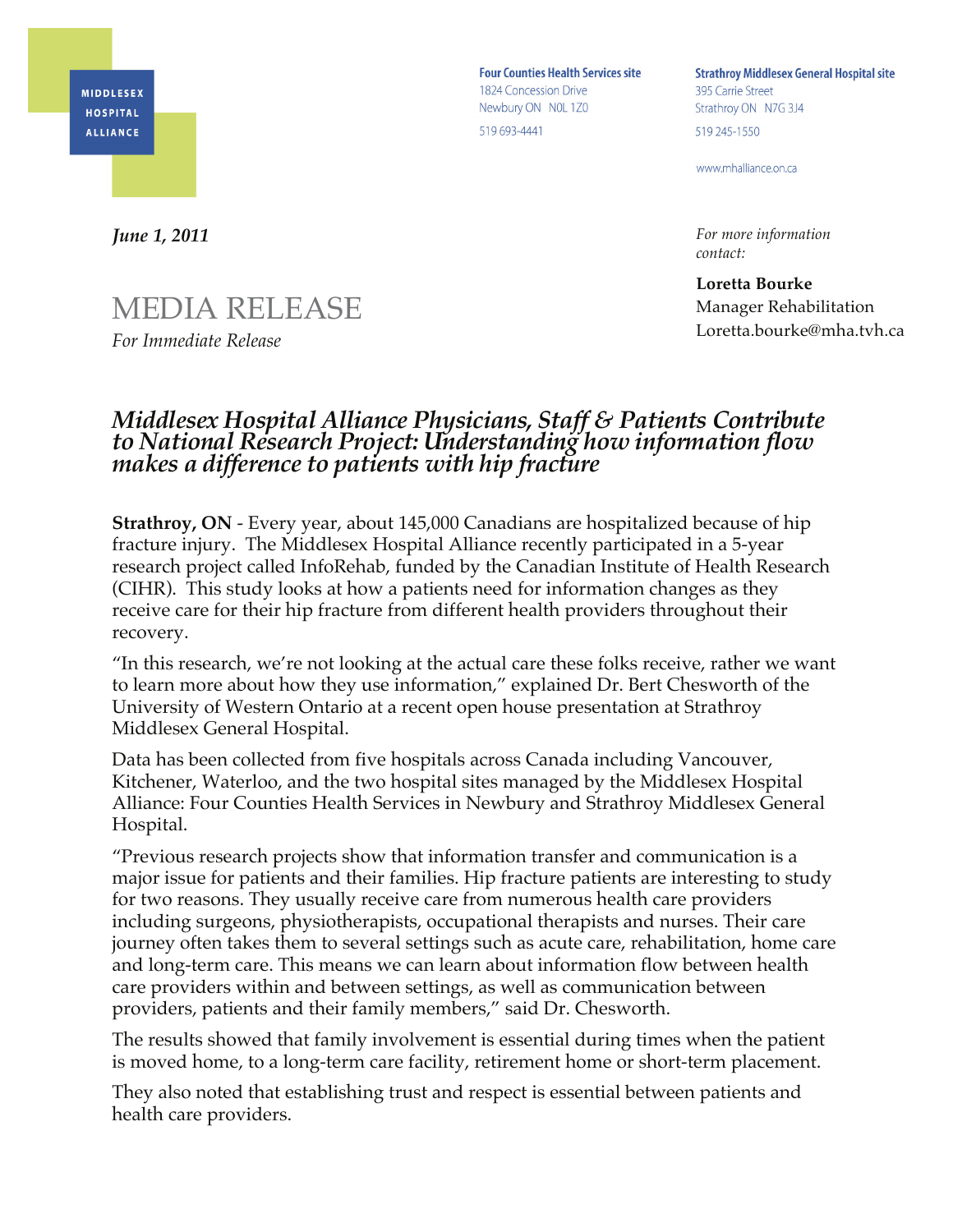MIDDLESEX HOSPITAL ALLIANCE

**Four Counties Health Services site**
1824 Concession Drive
Newbury ON N0L 1Z0
519 693-4441

**Strathroy Middlesex General Hospital site**
395 Carrie Street
Strathroy ON N7G 3J4
519 245-1550

www.mhalliance.on.ca

***June 1, 2011***

*For more information contact:*

**Loretta Bourke**
Manager Rehabilitation
Loretta.bourke@mha.tvh.ca

# MEDIA RELEASE

*For Immediate Release*

## *Middlesex Hospital Alliance Physicians, Staff & Patients Contribute to National Research Project: Understanding how information flow makes a difference to patients with hip fracture*

**Strathroy, ON** - Every year, about 145,000 Canadians are hospitalized because of hip fracture injury. The Middlesex Hospital Alliance recently participated in a 5-year research project called InfoRehab, funded by the Canadian Institute of Health Research (CIHR). This study looks at how a patients need for information changes as they receive care for their hip fracture from different health providers throughout their recovery.

"In this research, we're not looking at the actual care these folks receive, rather we want to learn more about how they use information," explained Dr. Bert Chesworth of the University of Western Ontario at a recent open house presentation at Strathroy Middlesex General Hospital.

Data has been collected from five hospitals across Canada including Vancouver, Kitchener, Waterloo, and the two hospital sites managed by the Middlesex Hospital Alliance: Four Counties Health Services in Newbury and Strathroy Middlesex General Hospital.

"Previous research projects show that information transfer and communication is a major issue for patients and their families. Hip fracture patients are interesting to study for two reasons. They usually receive care from numerous health care providers including surgeons, physiotherapists, occupational therapists and nurses. Their care journey often takes them to several settings such as acute care, rehabilitation, home care and long-term care. This means we can learn about information flow between health care providers within and between settings, as well as communication between providers, patients and their family members," said Dr. Chesworth.

The results showed that family involvement is essential during times when the patient is moved home, to a long-term care facility, retirement home or short-term placement.

They also noted that establishing trust and respect is essential between patients and health care providers.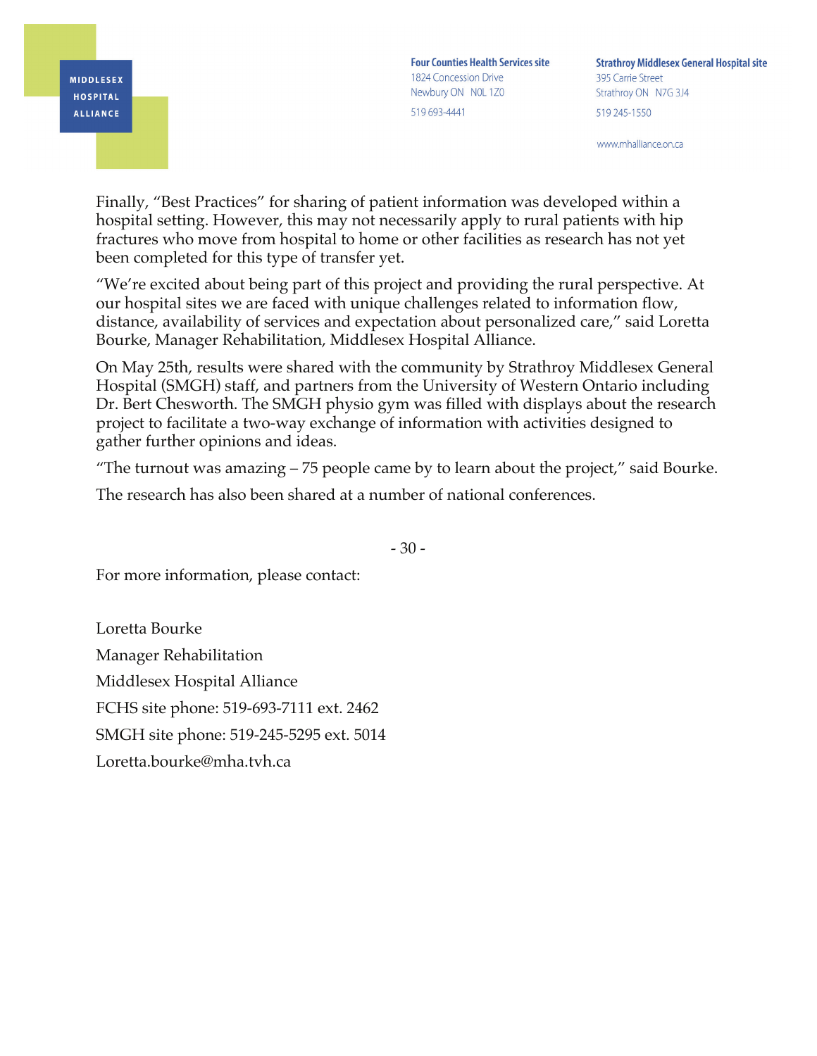MIDDLESEX HOSPITAL ALLIANCE

**Four Counties Health Services site**
1824 Concession Drive
Newbury ON N0L 1Z0
519 693-4441

**Strathroy Middlesex General Hospital site**
395 Carrie Street
Strathroy ON N7G 3J4
519 245-1550

www.mhalliance.on.ca

Finally, "Best Practices" for sharing of patient information was developed within a hospital setting. However, this may not necessarily apply to rural patients with hip fractures who move from hospital to home or other facilities as research has not yet been completed for this type of transfer yet.

"We're excited about being part of this project and providing the rural perspective. At our hospital sites we are faced with unique challenges related to information flow, distance, availability of services and expectation about personalized care," said Loretta Bourke, Manager Rehabilitation, Middlesex Hospital Alliance.

On May 25th, results were shared with the community by Strathroy Middlesex General Hospital (SMGH) staff, and partners from the University of Western Ontario including Dr. Bert Chesworth. The SMGH physio gym was filled with displays about the research project to facilitate a two-way exchange of information with activities designed to gather further opinions and ideas.

"The turnout was amazing – 75 people came by to learn about the project," said Bourke.

The research has also been shared at a number of national conferences.

- 30 -

For more information, please contact:

Loretta Bourke
Manager Rehabilitation
Middlesex Hospital Alliance
FCHS site phone: 519-693-7111 ext. 2462
SMGH site phone: 519-245-5295 ext. 5014
Loretta.bourke@mha.tvh.ca